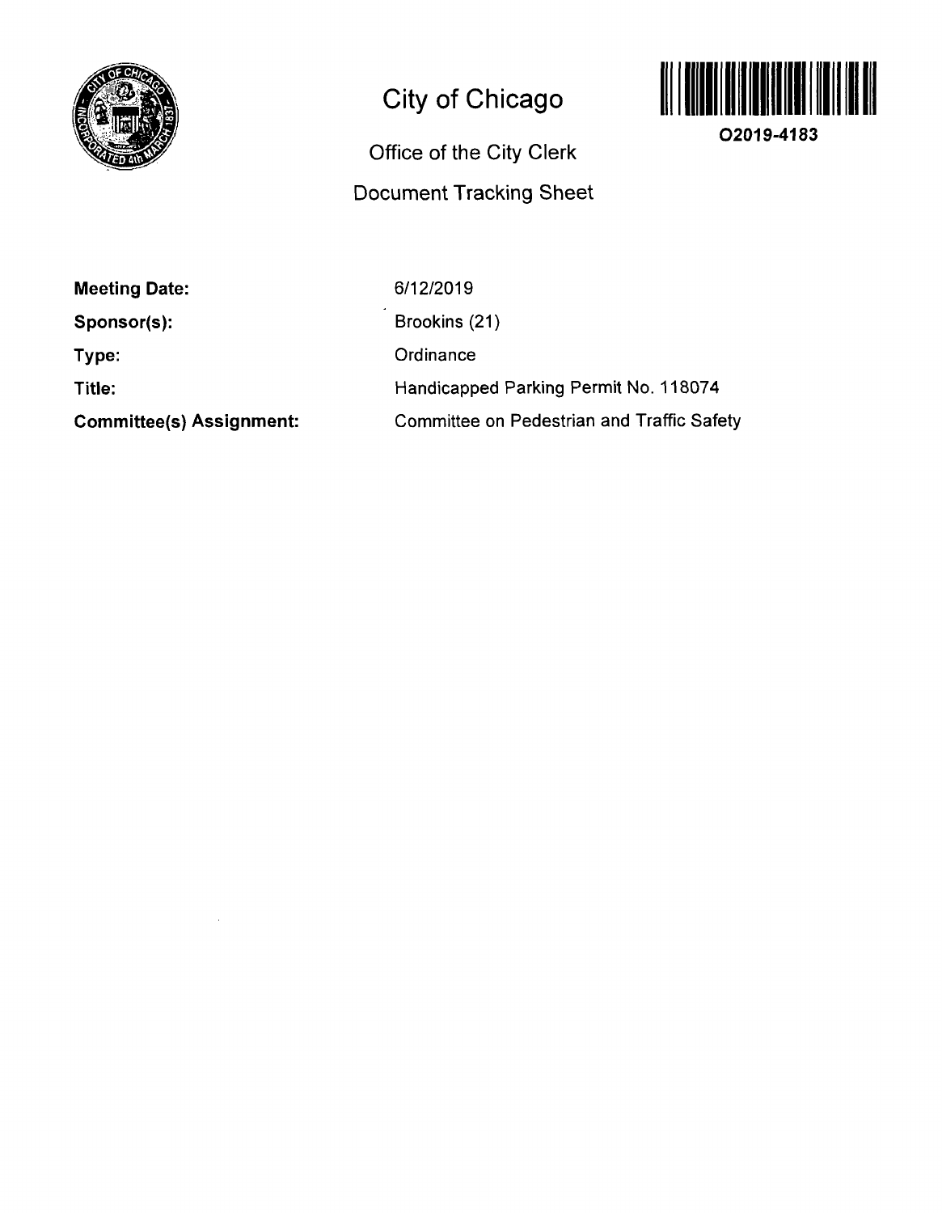# City of Chicago

O2019-4183

## Office of the City Clerk

## Document Tracking Sheet

**Meeting Date:** 6/12/2019

**Sponsor(s):** Brookins (21)

**Type:** Ordinance

**Title:** Handicapped Parking Permit No. 118074

**Committee(s) Assignment:** Committee on Pedestrian and Traffic Safety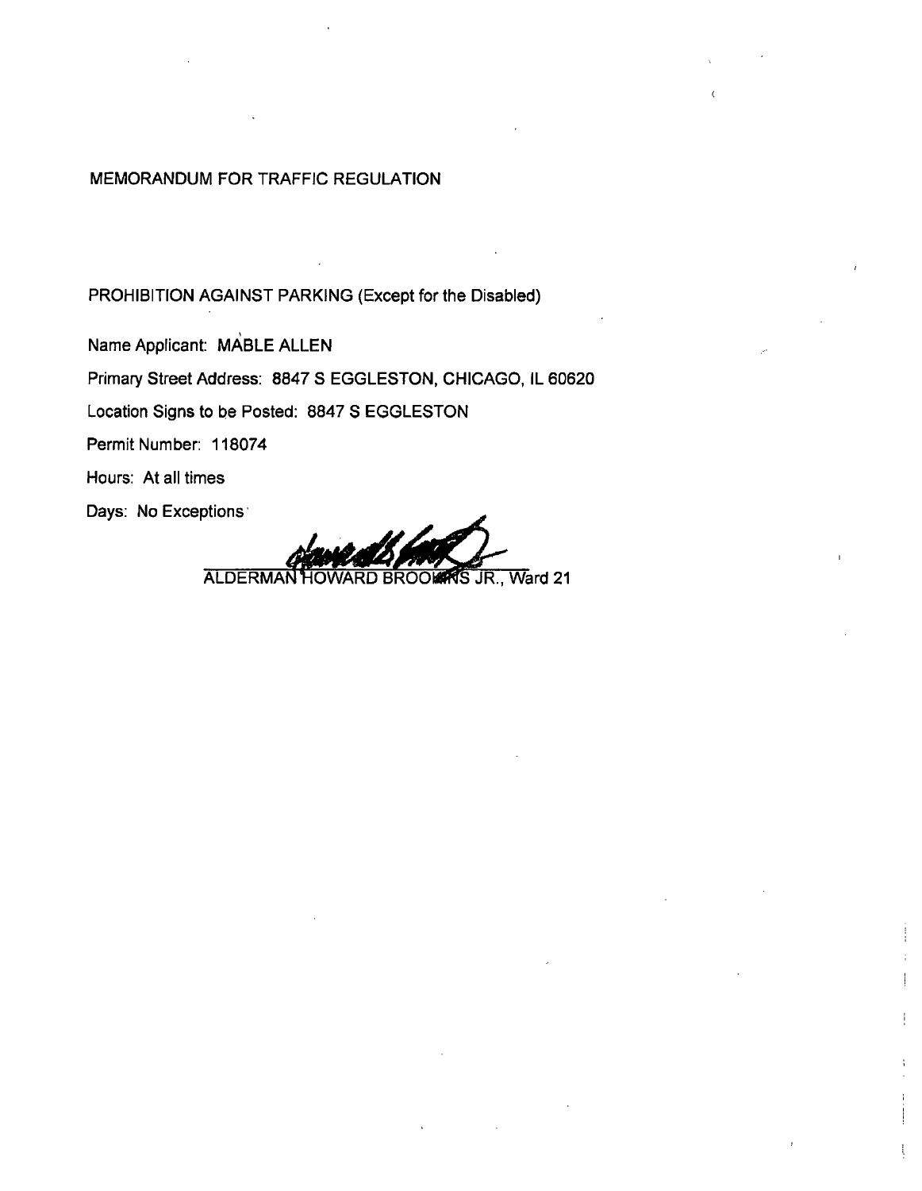MEMORANDUM FOR TRAFFIC REGULATION

PROHIBITION AGAINST PARKING (Except for the Disabled)

Name Applicant: MABLE ALLEN

Primary Street Address: 8847 S EGGLESTON, CHICAGO, IL 60620

Location Signs to be Posted: 8847 S EGGLESTON

Permit Number: 118074

Hours: At all times

Days: No Exceptions

ALDERMAN HOWARD BROOKINS JR., Ward 21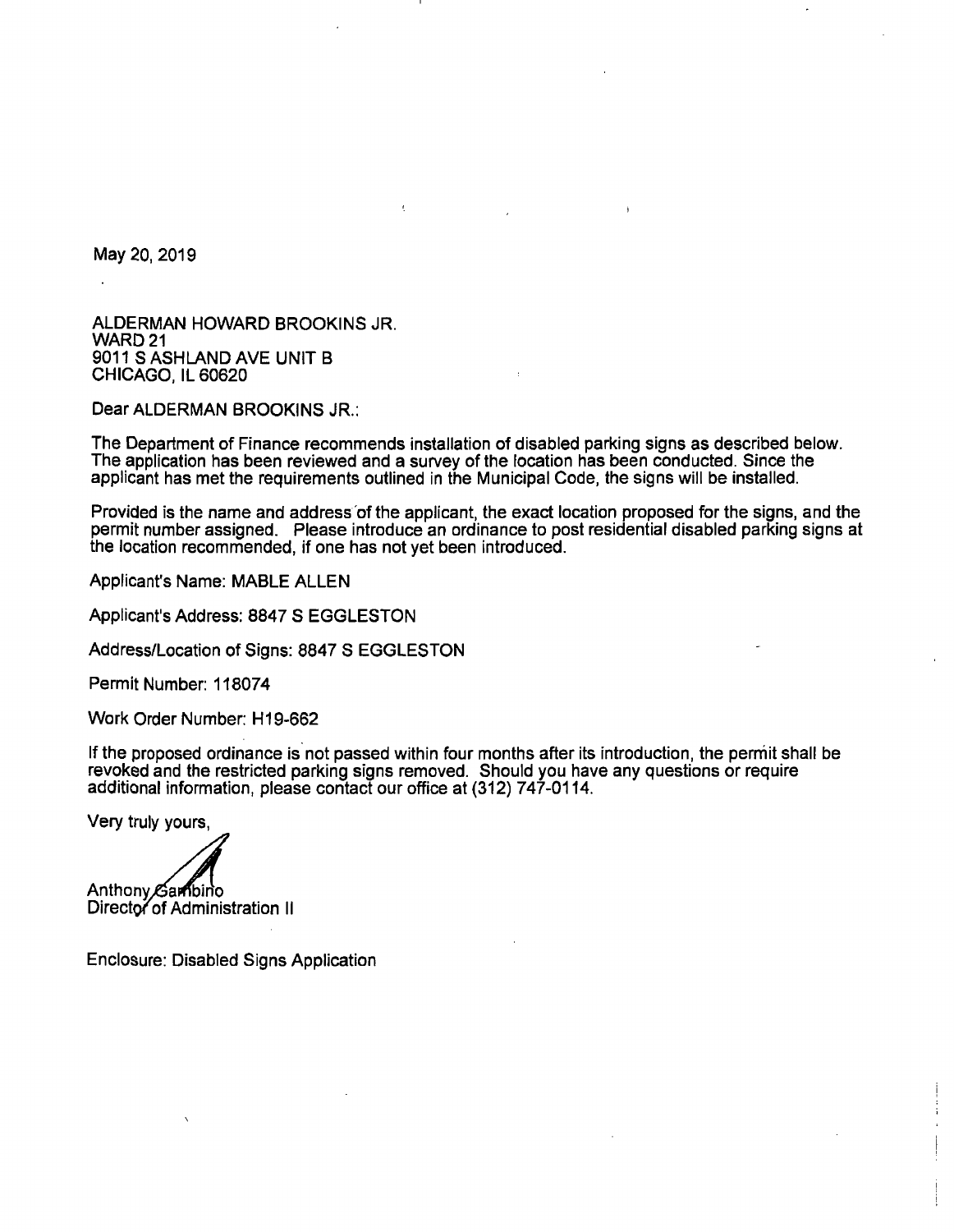May 20, 2019

ALDERMAN HOWARD BROOKINS JR.
WARD 21
9011 S ASHLAND AVE UNIT B
CHICAGO, IL 60620

Dear ALDERMAN BROOKINS JR.:

The Department of Finance recommends installation of disabled parking signs as described below. The application has been reviewed and a survey of the location has been conducted. Since the applicant has met the requirements outlined in the Municipal Code, the signs will be installed.

Provided is the name and address of the applicant, the exact location proposed for the signs, and the permit number assigned. Please introduce an ordinance to post residential disabled parking signs at the location recommended, if one has not yet been introduced.

Applicant's Name: MABLE ALLEN

Applicant's Address: 8847 S EGGLESTON

Address/Location of Signs: 8847 S EGGLESTON

Permit Number: 118074

Work Order Number: H19-662

If the proposed ordinance is not passed within four months after its introduction, the permit shall be revoked and the restricted parking signs removed. Should you have any questions or require additional information, please contact our office at (312) 747-0114.

Very truly yours,

Anthony Gambino
Director of Administration II

Enclosure: Disabled Signs Application